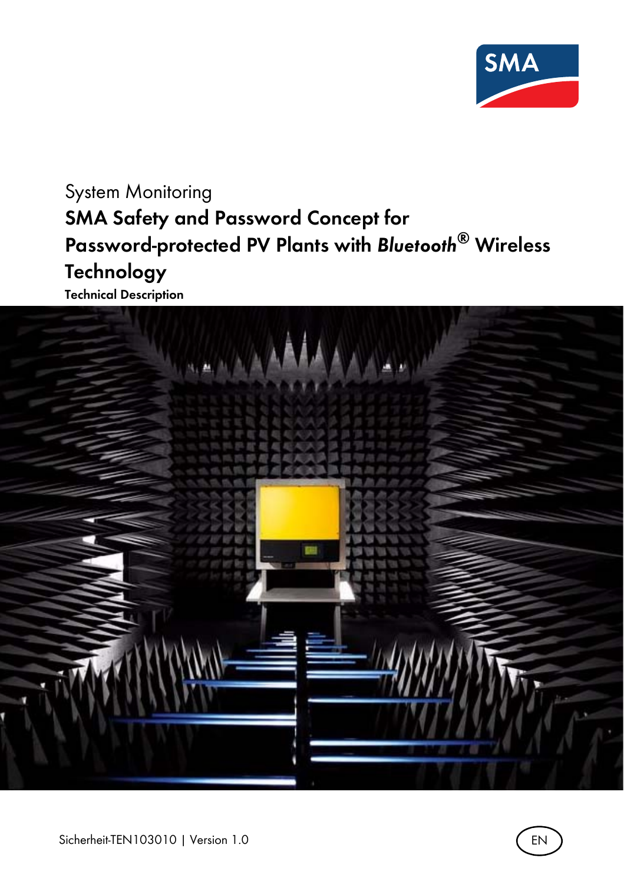System Monitoring

# SMA Safety and Password Concept for Password-protected PV Plants with *Bluetooth*® Wireless Technology

**Technical Description**

Sicherheit-TEN103010 | Version 1.0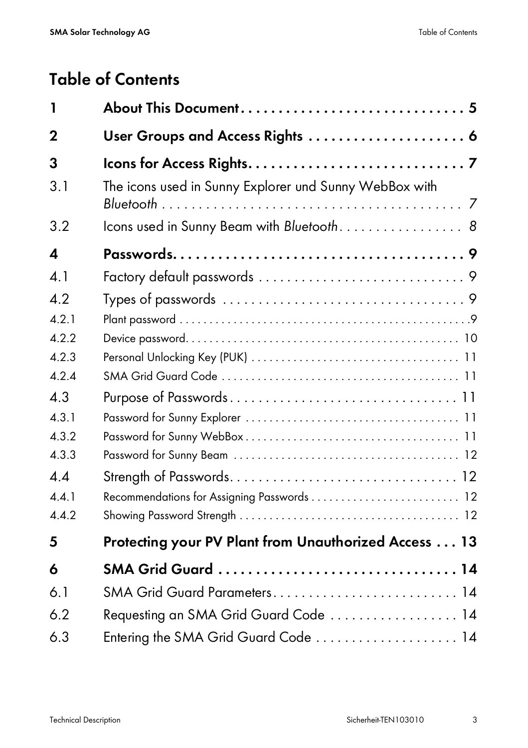# Table of Contents

| | | |
|---|---|---|
| **1** | **About This Document** | **5** |
| **2** | **User Groups and Access Rights** | **6** |
| **3** | **Icons for Access Rights** | **7** |
| 3.1 | The icons used in Sunny Explorer und Sunny WebBox with *Bluetooth* | 7 |
| 3.2 | Icons used in Sunny Beam with *Bluetooth* | 8 |
| **4** | **Passwords** | **9** |
| 4.1 | Factory default passwords | 9 |
| 4.2 | Types of passwords | 9 |
| 4.2.1 | Plant password | 9 |
| 4.2.2 | Device password | 10 |
| 4.2.3 | Personal Unlocking Key (PUK) | 11 |
| 4.2.4 | SMA Grid Guard Code | 11 |
| 4.3 | Purpose of Passwords | 11 |
| 4.3.1 | Password for Sunny Explorer | 11 |
| 4.3.2 | Password for Sunny WebBox | 11 |
| 4.3.3 | Password for Sunny Beam | 12 |
| 4.4 | Strength of Passwords | 12 |
| 4.4.1 | Recommendations for Assigning Passwords | 12 |
| 4.4.2 | Showing Password Strength | 12 |
| **5** | **Protecting your PV Plant from Unauthorized Access** | **13** |
| **6** | **SMA Grid Guard** | **14** |
| 6.1 | SMA Grid Guard Parameters | 14 |
| 6.2 | Requesting an SMA Grid Guard Code | 14 |
| 6.3 | Entering the SMA Grid Guard Code | 14 |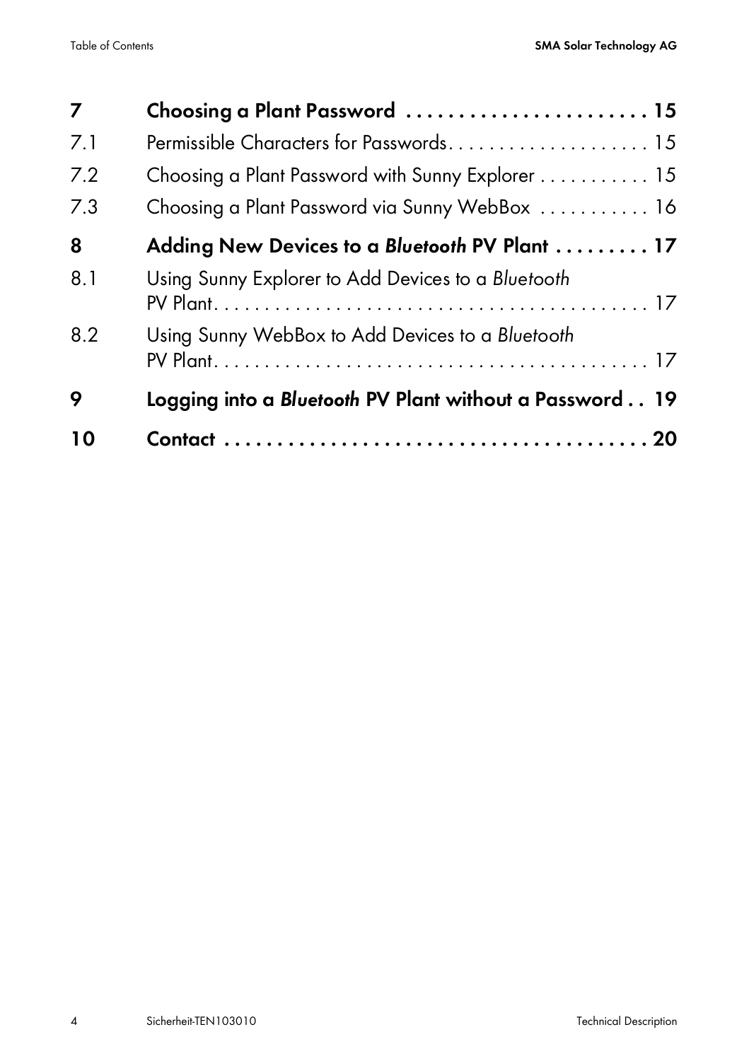| | | |
|---|---|---|
| **7** | **Choosing a Plant Password** | **15** |
| 7.1 | Permissible Characters for Passwords | 15 |
| 7.2 | Choosing a Plant Password with Sunny Explorer | 15 |
| 7.3 | Choosing a Plant Password via Sunny WebBox | 16 |
| **8** | **Adding New Devices to a *Bluetooth* PV Plant** | **17** |
| 8.1 | Using Sunny Explorer to Add Devices to a *Bluetooth* PV Plant | 17 |
| 8.2 | Using Sunny WebBox to Add Devices to a *Bluetooth* PV Plant | 17 |
| **9** | **Logging into a *Bluetooth* PV Plant without a Password** | **19** |
| **10** | **Contact** | **20** |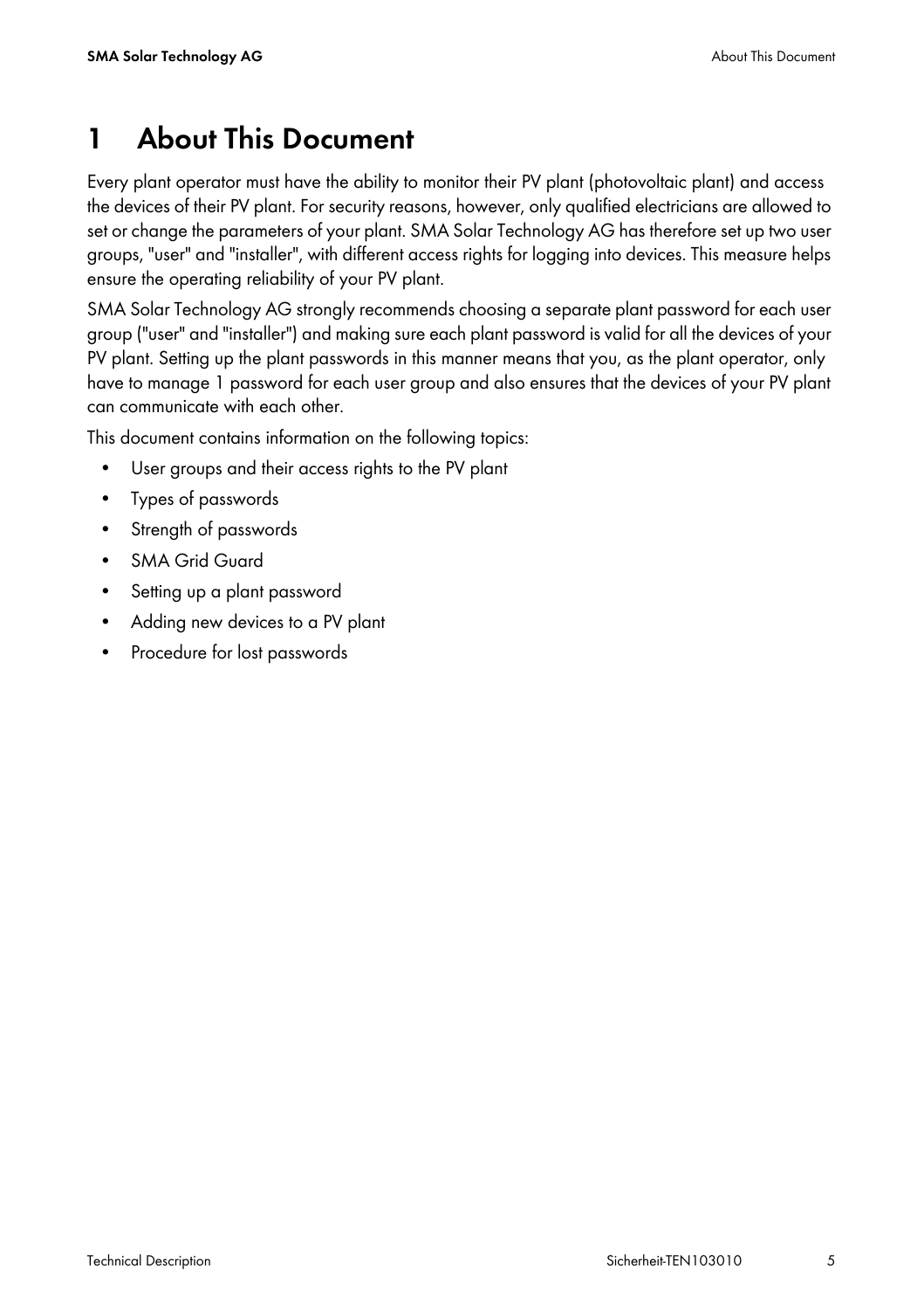# 1 About This Document

Every plant operator must have the ability to monitor their PV plant (photovoltaic plant) and access the devices of their PV plant. For security reasons, however, only qualified electricians are allowed to set or change the parameters of your plant. SMA Solar Technology AG has therefore set up two user groups, "user" and "installer", with different access rights for logging into devices. This measure helps ensure the operating reliability of your PV plant.

SMA Solar Technology AG strongly recommends choosing a separate plant password for each user group ("user" and "installer") and making sure each plant password is valid for all the devices of your PV plant. Setting up the plant passwords in this manner means that you, as the plant operator, only have to manage 1 password for each user group and also ensures that the devices of your PV plant can communicate with each other.

This document contains information on the following topics:

- User groups and their access rights to the PV plant
- Types of passwords
- Strength of passwords
- SMA Grid Guard
- Setting up a plant password
- Adding new devices to a PV plant
- Procedure for lost passwords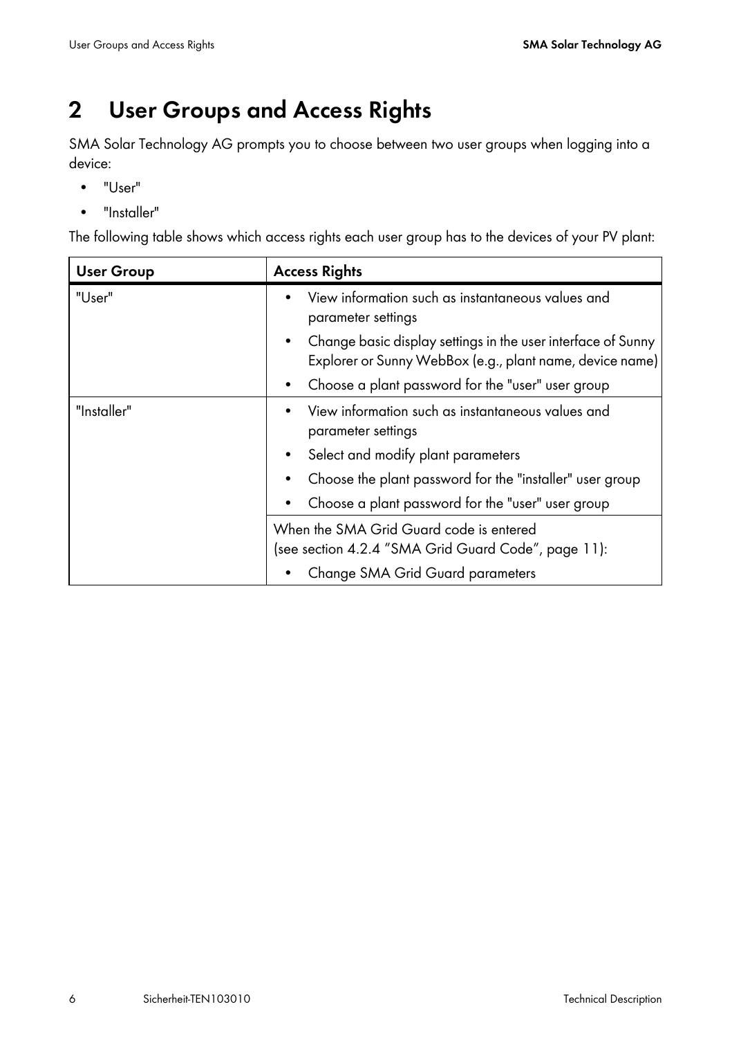# 2 User Groups and Access Rights

SMA Solar Technology AG prompts you to choose between two user groups when logging into a device:

- "User"
- "Installer"

The following table shows which access rights each user group has to the devices of your PV plant:

| User Group | Access Rights |
|---|---|
| "User" | • View information such as instantaneous values and parameter settings<br>• Change basic display settings in the user interface of Sunny Explorer or Sunny WebBox (e.g., plant name, device name)<br>• Choose a plant password for the "user" user group |
| "Installer" | • View information such as instantaneous values and parameter settings<br>• Select and modify plant parameters<br>• Choose the plant password for the "installer" user group<br>• Choose a plant password for the "user" user group |
| | When the SMA Grid Guard code is entered (see section 4.2.4 "SMA Grid Guard Code", page 11):<br>• Change SMA Grid Guard parameters |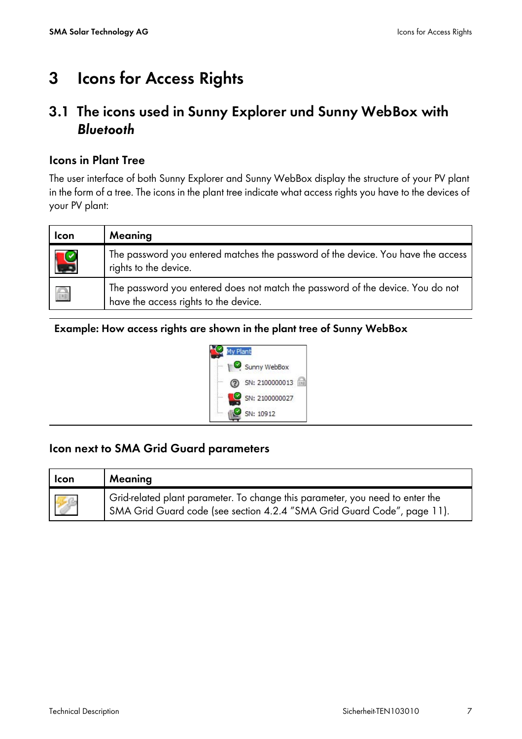# 3 Icons for Access Rights

## 3.1 The icons used in Sunny Explorer und Sunny WebBox with *Bluetooth*

### Icons in Plant Tree

The user interface of both Sunny Explorer and Sunny WebBox display the structure of your PV plant in the form of a tree. The icons in the plant tree indicate what access rights you have to the devices of your PV plant:

| Icon | Meaning |
|---|---|
| | The password you entered matches the password of the device. You have the access rights to the device. |
| | The password you entered does not match the password of the device. You do not have the access rights to the device. |

**Example: How access rights are shown in the plant tree of Sunny WebBox**

My Plant
- Sunny WebBox
- SN: 2100000013
- SN: 2100000027
- SN: 10912

### Icon next to SMA Grid Guard parameters

| Icon | Meaning |
|---|---|
| | Grid-related plant parameter. To change this parameter, you need to enter the SMA Grid Guard code (see section 4.2.4 "SMA Grid Guard Code", page 11). |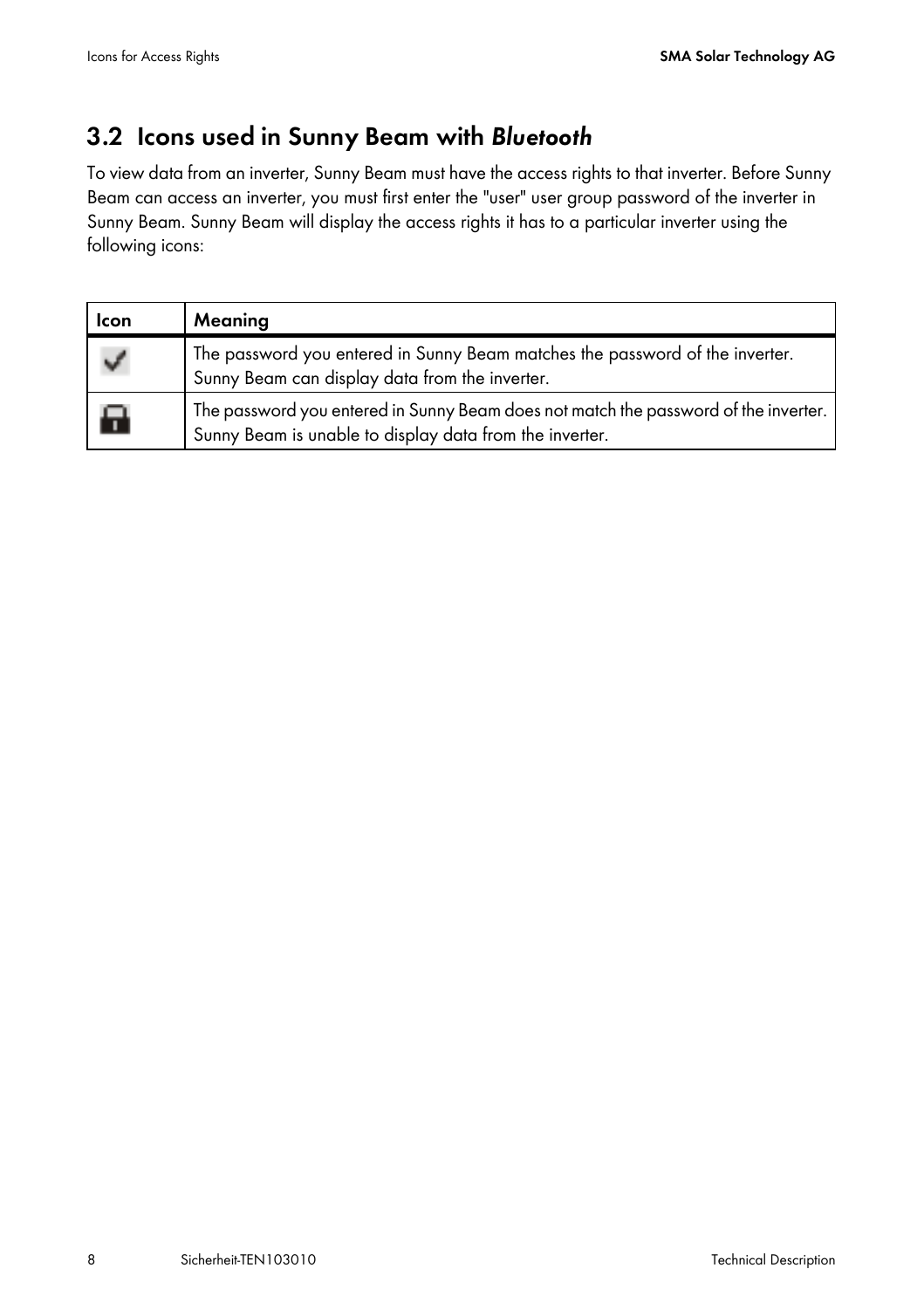## 3.2 Icons used in Sunny Beam with *Bluetooth*

To view data from an inverter, Sunny Beam must have the access rights to that inverter. Before Sunny Beam can access an inverter, you must first enter the "user" user group password of the inverter in Sunny Beam. Sunny Beam will display the access rights it has to a particular inverter using the following icons:

| Icon | Meaning |
|---|---|
| ✔ | The password you entered in Sunny Beam matches the password of the inverter. Sunny Beam can display data from the inverter. |
| 🔒 | The password you entered in Sunny Beam does not match the password of the inverter. Sunny Beam is unable to display data from the inverter. |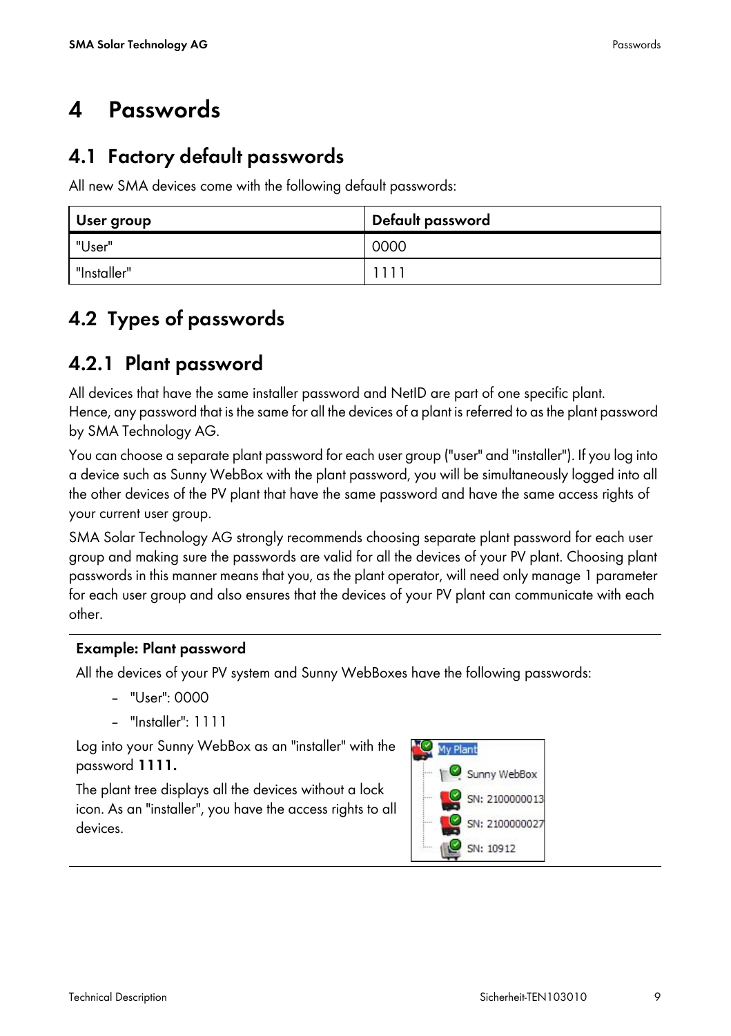# 4 Passwords

## 4.1 Factory default passwords

All new SMA devices come with the following default passwords:

| User group | Default password |
|---|---|
| "User" | 0000 |
| "Installer" | 1111 |

## 4.2 Types of passwords

### 4.2.1 Plant password

All devices that have the same installer password and NetID are part of one specific plant. Hence, any password that is the same for all the devices of a plant is referred to as the plant password by SMA Technology AG.

You can choose a separate plant password for each user group ("user" and "installer"). If you log into a device such as Sunny WebBox with the plant password, you will be simultaneously logged into all the other devices of the PV plant that have the same password and have the same access rights of your current user group.

SMA Solar Technology AG strongly recommends choosing separate plant password for each user group and making sure the passwords are valid for all the devices of your PV plant. Choosing plant passwords in this manner means that you, as the plant operator, will need only manage 1 parameter for each user group and also ensures that the devices of your PV plant can communicate with each other.

**Example: Plant password**

All the devices of your PV system and Sunny WebBoxes have the following passwords:

- "User": 0000
- "Installer": 1111

Log into your Sunny WebBox as an "installer" with the password **1111.**

The plant tree displays all the devices without a lock icon. As an "installer", you have the access rights to all devices.

My Plant
- Sunny WebBox
- SN: 2100000013
- SN: 2100000027
- SN: 10912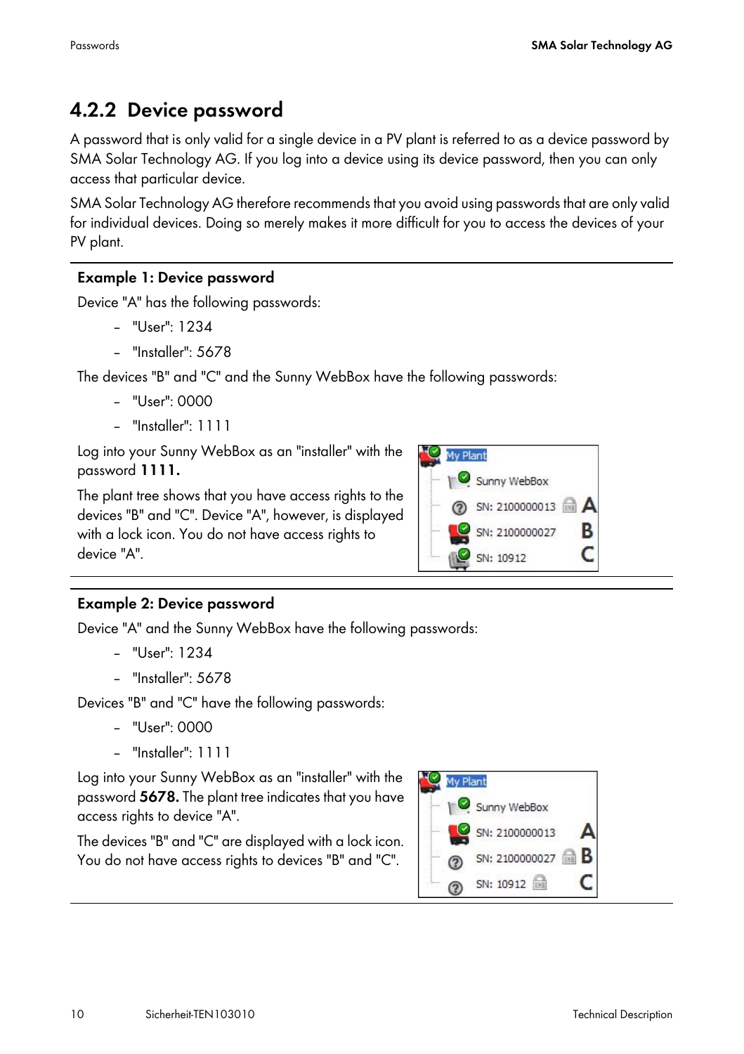## 4.2.2 Device password

A password that is only valid for a single device in a PV plant is referred to as a device password by SMA Solar Technology AG. If you log into a device using its device password, then you can only access that particular device.

SMA Solar Technology AG therefore recommends that you avoid using passwords that are only valid for individual devices. Doing so merely makes it more difficult for you to access the devices of your PV plant.

**Example 1: Device password**

Device "A" has the following passwords:

- "User": 1234
- "Installer": 5678

The devices "B" and "C" and the Sunny WebBox have the following passwords:

- "User": 0000
- "Installer": 1111

Log into your Sunny WebBox as an "installer" with the password **1111.**

The plant tree shows that you have access rights to the devices "B" and "C". Device "A", however, is displayed with a lock icon. You do not have access rights to device "A".

**Example 2: Device password**

Device "A" and the Sunny WebBox have the following passwords:

- "User": 1234
- "Installer": 5678

Devices "B" and "C" have the following passwords:

- "User": 0000
- "Installer": 1111

Log into your Sunny WebBox as an "installer" with the password **5678.** The plant tree indicates that you have access rights to device "A".

The devices "B" and "C" are displayed with a lock icon. You do not have access rights to devices "B" and "C".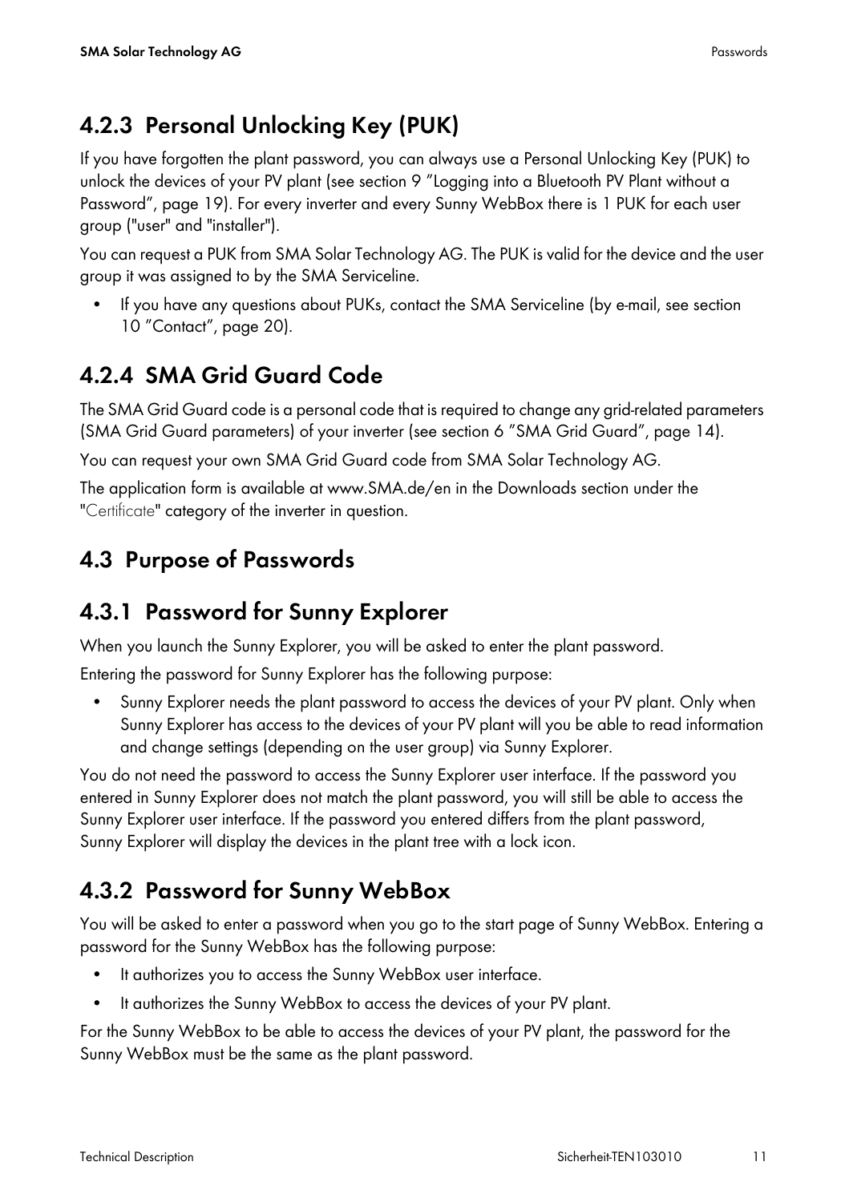### 4.2.3 Personal Unlocking Key (PUK)

If you have forgotten the plant password, you can always use a Personal Unlocking Key (PUK) to unlock the devices of your PV plant (see section 9 "Logging into a Bluetooth PV Plant without a Password", page 19). For every inverter and every Sunny WebBox there is 1 PUK for each user group ("user" and "installer").

You can request a PUK from SMA Solar Technology AG. The PUK is valid for the device and the user group it was assigned to by the SMA Serviceline.

- If you have any questions about PUKs, contact the SMA Serviceline (by e-mail, see section 10 "Contact", page 20).

### 4.2.4 SMA Grid Guard Code

The SMA Grid Guard code is a personal code that is required to change any grid-related parameters (SMA Grid Guard parameters) of your inverter (see section 6 "SMA Grid Guard", page 14).

You can request your own SMA Grid Guard code from SMA Solar Technology AG.

The application form is available at www.SMA.de/en in the Downloads section under the "Certificate" category of the inverter in question.

## 4.3 Purpose of Passwords

### 4.3.1 Password for Sunny Explorer

When you launch the Sunny Explorer, you will be asked to enter the plant password.

Entering the password for Sunny Explorer has the following purpose:

- Sunny Explorer needs the plant password to access the devices of your PV plant. Only when Sunny Explorer has access to the devices of your PV plant will you be able to read information and change settings (depending on the user group) via Sunny Explorer.

You do not need the password to access the Sunny Explorer user interface. If the password you entered in Sunny Explorer does not match the plant password, you will still be able to access the Sunny Explorer user interface. If the password you entered differs from the plant password, Sunny Explorer will display the devices in the plant tree with a lock icon.

### 4.3.2 Password for Sunny WebBox

You will be asked to enter a password when you go to the start page of Sunny WebBox. Entering a password for the Sunny WebBox has the following purpose:

- It authorizes you to access the Sunny WebBox user interface.
- It authorizes the Sunny WebBox to access the devices of your PV plant.

For the Sunny WebBox to be able to access the devices of your PV plant, the password for the Sunny WebBox must be the same as the plant password.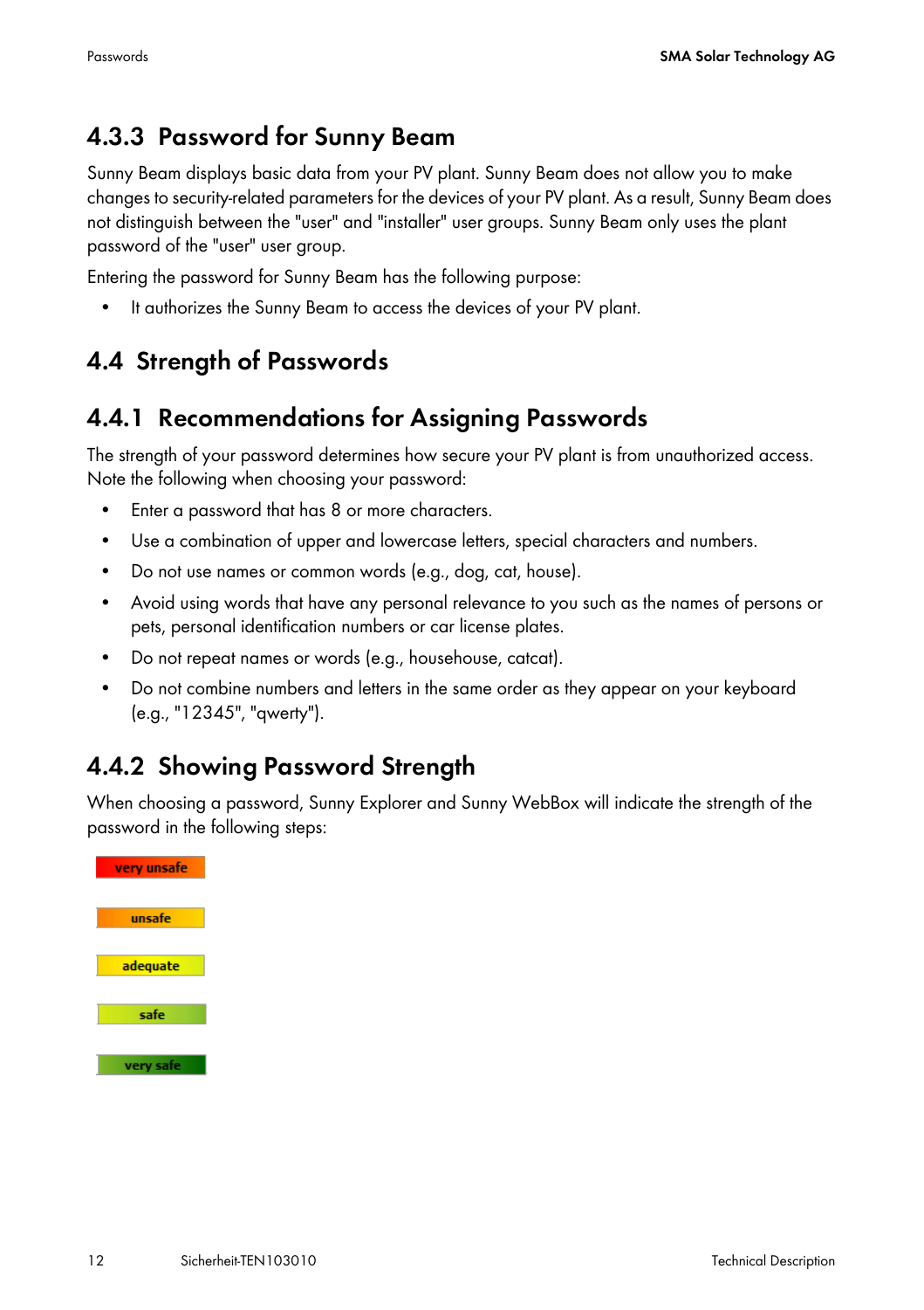### 4.3.3 Password for Sunny Beam

Sunny Beam displays basic data from your PV plant. Sunny Beam does not allow you to make changes to security-related parameters for the devices of your PV plant. As a result, Sunny Beam does not distinguish between the "user" and "installer" user groups. Sunny Beam only uses the plant password of the "user" user group.

Entering the password for Sunny Beam has the following purpose:

- It authorizes the Sunny Beam to access the devices of your PV plant.

## 4.4 Strength of Passwords

### 4.4.1 Recommendations for Assigning Passwords

The strength of your password determines how secure your PV plant is from unauthorized access. Note the following when choosing your password:

- Enter a password that has 8 or more characters.
- Use a combination of upper and lowercase letters, special characters and numbers.
- Do not use names or common words (e.g., dog, cat, house).
- Avoid using words that have any personal relevance to you such as the names of persons or pets, personal identification numbers or car license plates.
- Do not repeat names or words (e.g., househouse, catcat).
- Do not combine numbers and letters in the same order as they appear on your keyboard (e.g., "12345", "qwerty").

### 4.4.2 Showing Password Strength

When choosing a password, Sunny Explorer and Sunny WebBox will indicate the strength of the password in the following steps:

very unsafe

unsafe

adequate

safe

very safe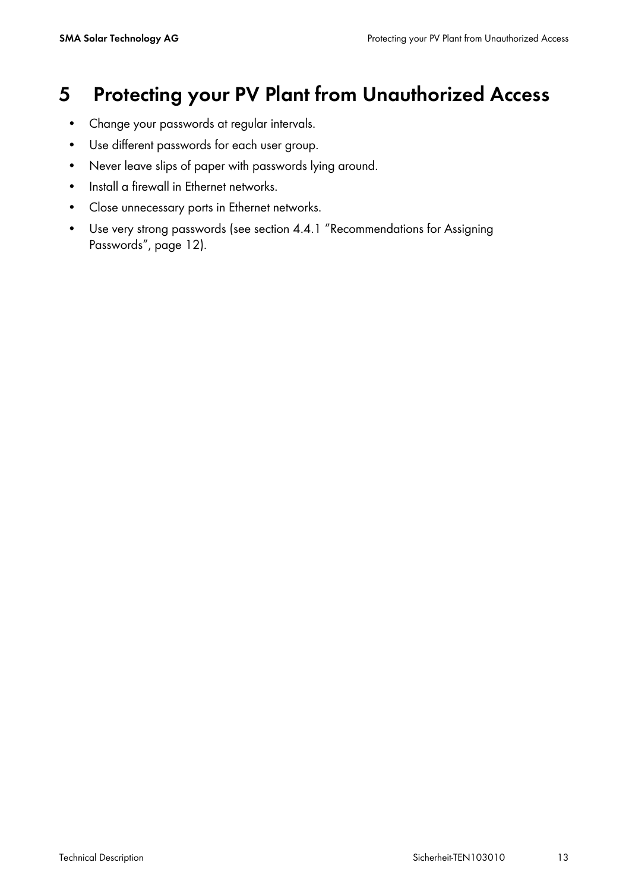# 5 Protecting your PV Plant from Unauthorized Access

- Change your passwords at regular intervals.
- Use different passwords for each user group.
- Never leave slips of paper with passwords lying around.
- Install a firewall in Ethernet networks.
- Close unnecessary ports in Ethernet networks.
- Use very strong passwords (see section 4.4.1 "Recommendations for Assigning Passwords", page 12).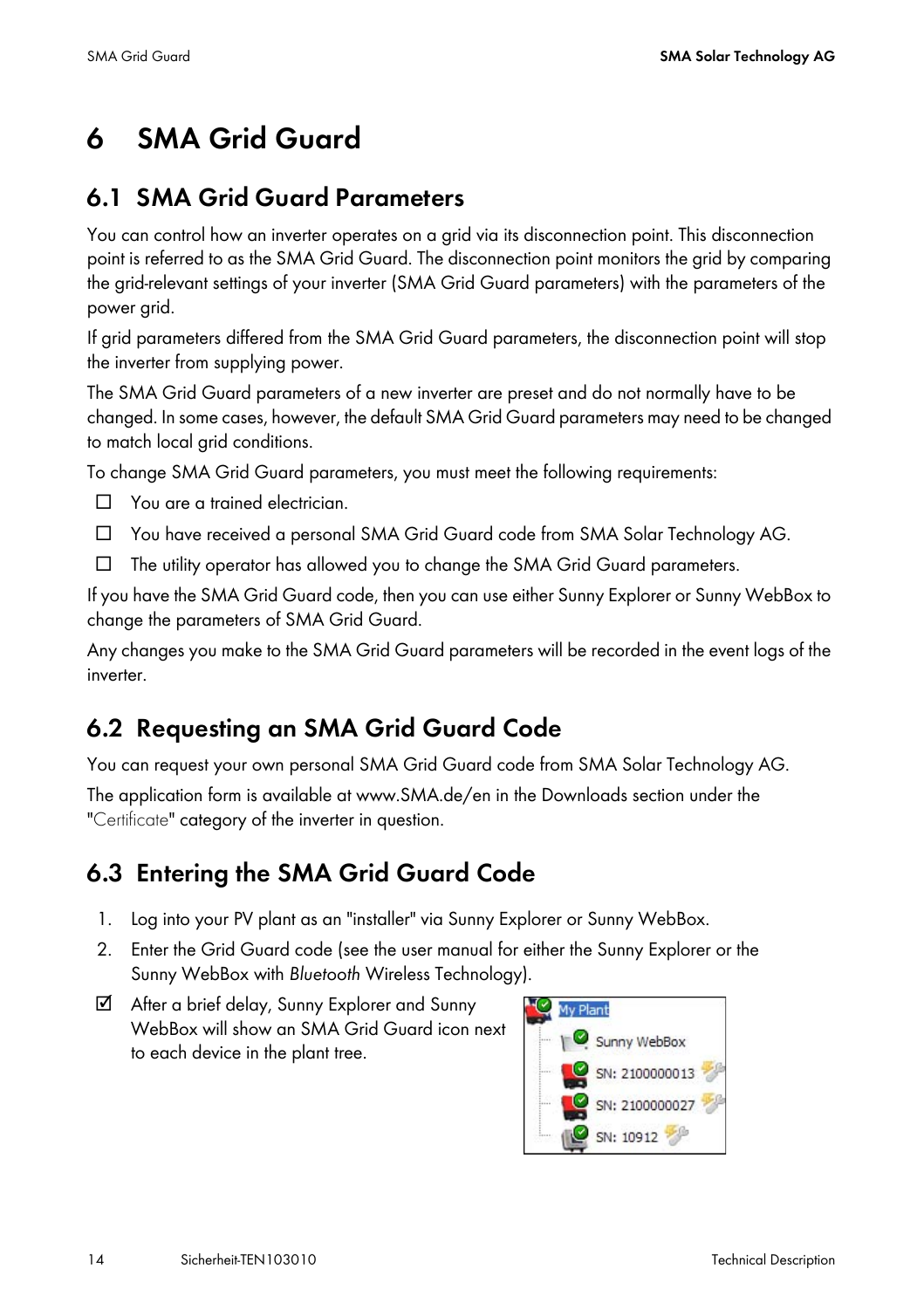# 6 SMA Grid Guard

## 6.1 SMA Grid Guard Parameters

You can control how an inverter operates on a grid via its disconnection point. This disconnection point is referred to as the SMA Grid Guard. The disconnection point monitors the grid by comparing the grid-relevant settings of your inverter (SMA Grid Guard parameters) with the parameters of the power grid.

If grid parameters differed from the SMA Grid Guard parameters, the disconnection point will stop the inverter from supplying power.

The SMA Grid Guard parameters of a new inverter are preset and do not normally have to be changed. In some cases, however, the default SMA Grid Guard parameters may need to be changed to match local grid conditions.

To change SMA Grid Guard parameters, you must meet the following requirements:

- ☐ You are a trained electrician.
- ☐ You have received a personal SMA Grid Guard code from SMA Solar Technology AG.
- ☐ The utility operator has allowed you to change the SMA Grid Guard parameters.

If you have the SMA Grid Guard code, then you can use either Sunny Explorer or Sunny WebBox to change the parameters of SMA Grid Guard.

Any changes you make to the SMA Grid Guard parameters will be recorded in the event logs of the inverter.

## 6.2 Requesting an SMA Grid Guard Code

You can request your own personal SMA Grid Guard code from SMA Solar Technology AG.

The application form is available at www.SMA.de/en in the Downloads section under the "Certificate" category of the inverter in question.

## 6.3 Entering the SMA Grid Guard Code

1. Log into your PV plant as an "installer" via Sunny Explorer or Sunny WebBox.
2. Enter the Grid Guard code (see the user manual for either the Sunny Explorer or the Sunny WebBox with *Bluetooth* Wireless Technology).

☑ After a brief delay, Sunny Explorer and Sunny WebBox will show an SMA Grid Guard icon next to each device in the plant tree.

My Plant
- Sunny WebBox
- SN: 2100000013
- SN: 2100000027
- SN: 10912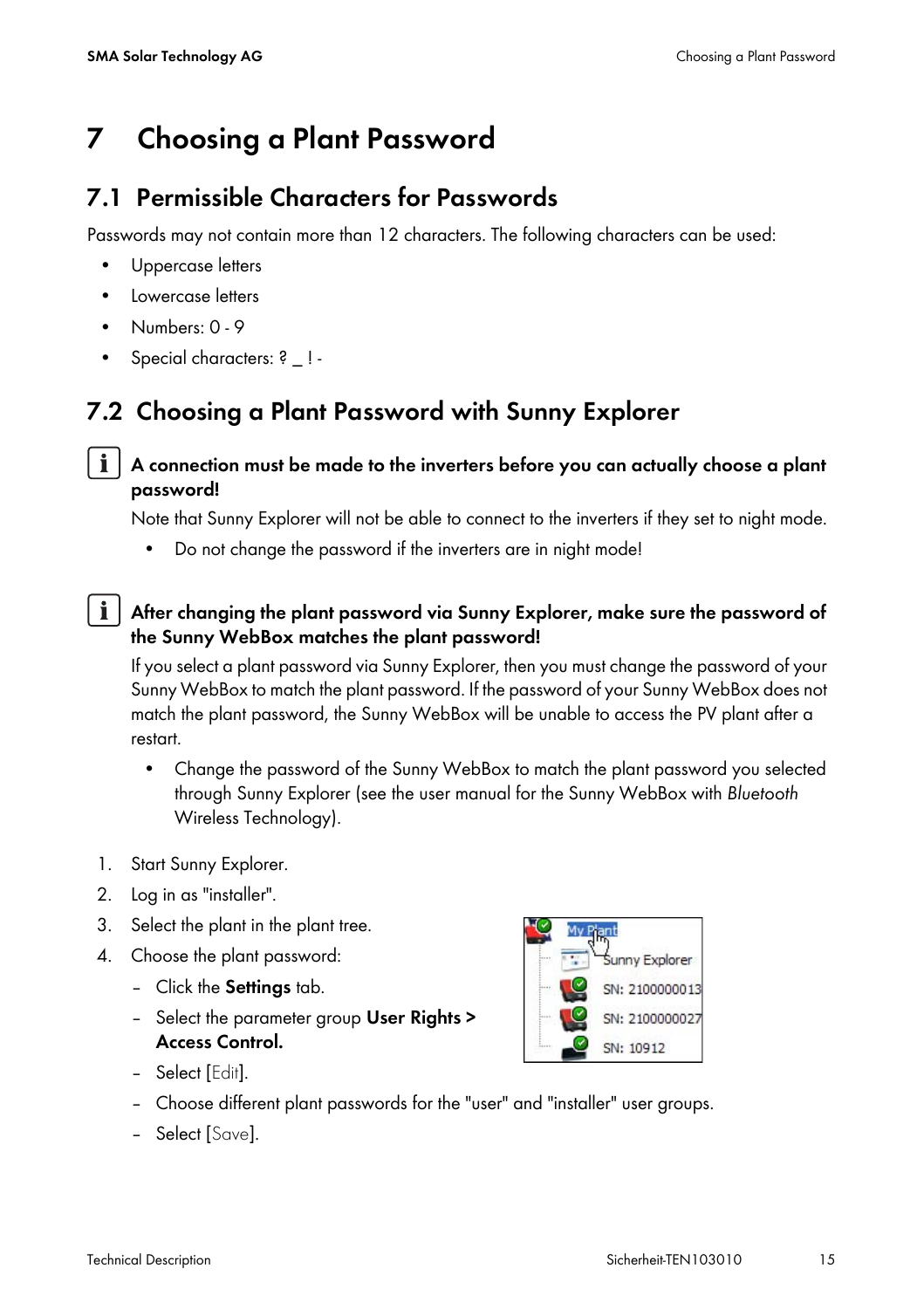# 7 Choosing a Plant Password

## 7.1 Permissible Characters for Passwords

Passwords may not contain more than 12 characters. The following characters can be used:

- Uppercase letters
- Lowercase letters
- Numbers: 0 - 9
- Special characters: ? _ ! -

## 7.2 Choosing a Plant Password with Sunny Explorer

**A connection must be made to the inverters before you can actually choose a plant password!**

Note that Sunny Explorer will not be able to connect to the inverters if they set to night mode.

- Do not change the password if the inverters are in night mode!

**After changing the plant password via Sunny Explorer, make sure the password of the Sunny WebBox matches the plant password!**

If you select a plant password via Sunny Explorer, then you must change the password of your Sunny WebBox to match the plant password. If the password of your Sunny WebBox does not match the plant password, the Sunny WebBox will be unable to access the PV plant after a restart.

- Change the password of the Sunny WebBox to match the plant password you selected through Sunny Explorer (see the user manual for the Sunny WebBox with *Bluetooth* Wireless Technology).

1. Start Sunny Explorer.
2. Log in as "installer".
3. Select the plant in the plant tree.
4. Choose the plant password:
   - Click the **Settings** tab.
   - Select the parameter group **User Rights > Access Control.**
   - Select [Edit].
   - Choose different plant passwords for the "user" and "installer" user groups.
   - Select [Save].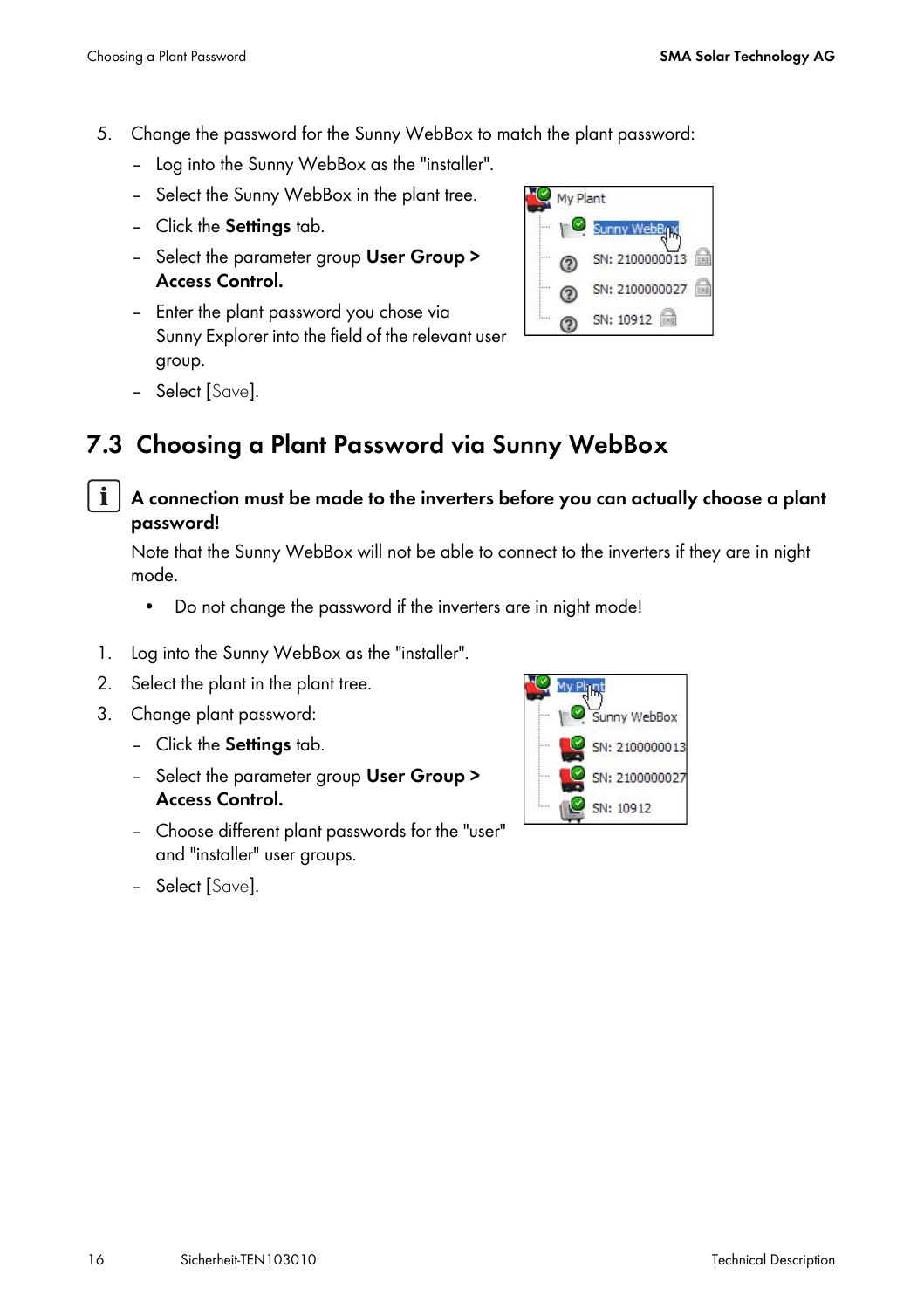5. Change the password for the Sunny WebBox to match the plant password:
   - Log into the Sunny WebBox as the "installer".
   - Select the Sunny WebBox in the plant tree.
   - Click the **Settings** tab.
   - Select the parameter group **User Group > Access Control.**
   - Enter the plant password you chose via Sunny Explorer into the field of the relevant user group.
   - Select [Save].

## 7.3 Choosing a Plant Password via Sunny WebBox

**A connection must be made to the inverters before you can actually choose a plant password!**

Note that the Sunny WebBox will not be able to connect to the inverters if they are in night mode.

- Do not change the password if the inverters are in night mode!

1. Log into the Sunny WebBox as the "installer".
2. Select the plant in the plant tree.
3. Change plant password:
   - Click the **Settings** tab.
   - Select the parameter group **User Group > Access Control.**
   - Choose different plant passwords for the "user" and "installer" user groups.
   - Select [Save].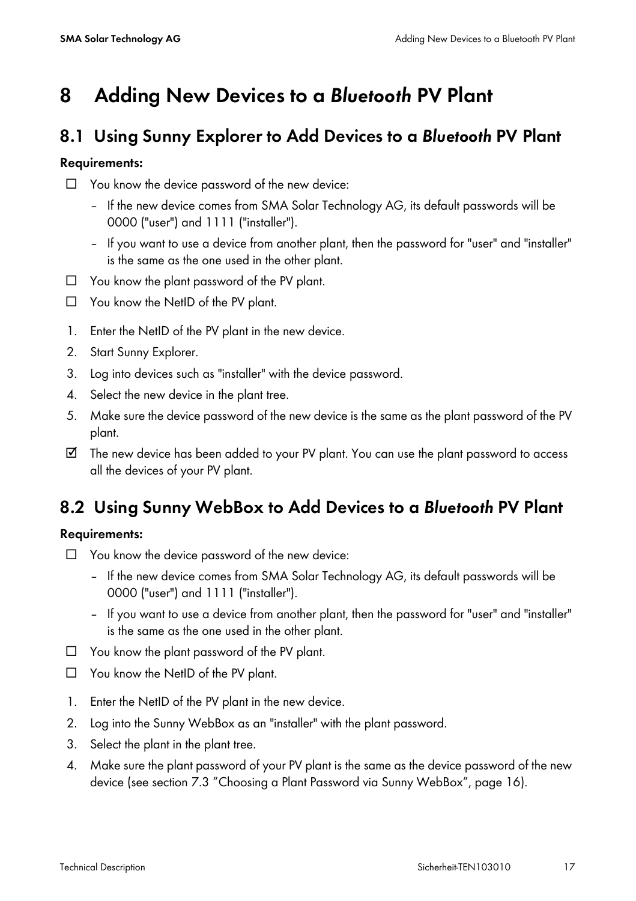# 8 Adding New Devices to a *Bluetooth* PV Plant

## 8.1 Using Sunny Explorer to Add Devices to a *Bluetooth* PV Plant

**Requirements:**

☐ You know the device password of the new device:

- If the new device comes from SMA Solar Technology AG, its default passwords will be 0000 ("user") and 1111 ("installer").
- If you want to use a device from another plant, then the password for "user" and "installer" is the same as the one used in the other plant.

☐ You know the plant password of the PV plant.

☐ You know the NetID of the PV plant.

1. Enter the NetID of the PV plant in the new device.
2. Start Sunny Explorer.
3. Log into devices such as "installer" with the device password.
4. Select the new device in the plant tree.
5. Make sure the device password of the new device is the same as the plant password of the PV plant.

☑ The new device has been added to your PV plant. You can use the plant password to access all the devices of your PV plant.

## 8.2 Using Sunny WebBox to Add Devices to a *Bluetooth* PV Plant

**Requirements:**

☐ You know the device password of the new device:

- If the new device comes from SMA Solar Technology AG, its default passwords will be 0000 ("user") and 1111 ("installer").
- If you want to use a device from another plant, then the password for "user" and "installer" is the same as the one used in the other plant.

☐ You know the plant password of the PV plant.

☐ You know the NetID of the PV plant.

1. Enter the NetID of the PV plant in the new device.
2. Log into the Sunny WebBox as an "installer" with the plant password.
3. Select the plant in the plant tree.
4. Make sure the plant password of your PV plant is the same as the device password of the new device (see section 7.3 "Choosing a Plant Password via Sunny WebBox", page 16).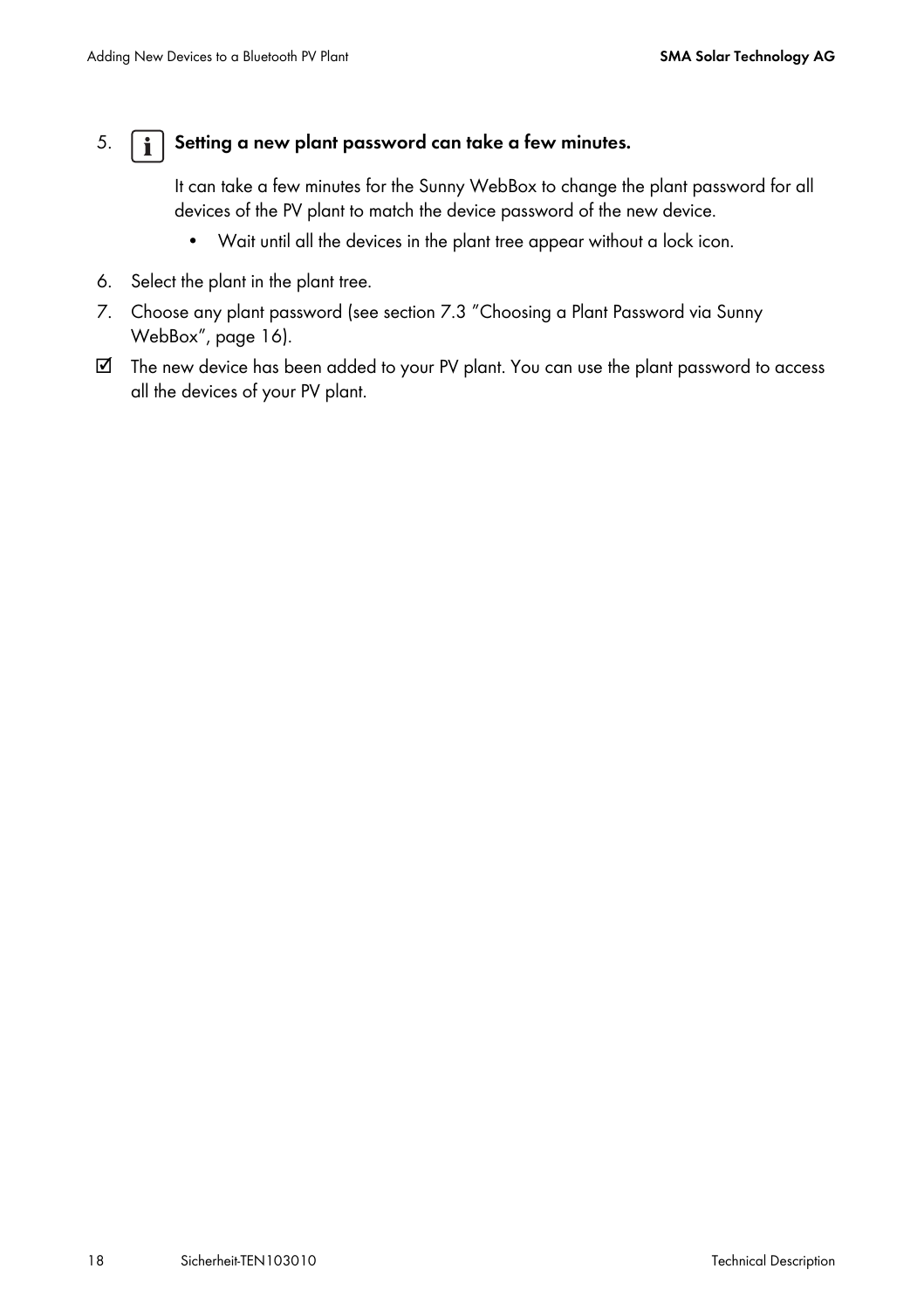5. **Setting a new plant password can take a few minutes.**

   It can take a few minutes for the Sunny WebBox to change the plant password for all devices of the PV plant to match the device password of the new device.

   - Wait until all the devices in the plant tree appear without a lock icon.

6. Select the plant in the plant tree.
7. Choose any plant password (see section 7.3 "Choosing a Plant Password via Sunny WebBox", page 16).

☑ The new device has been added to your PV plant. You can use the plant password to access all the devices of your PV plant.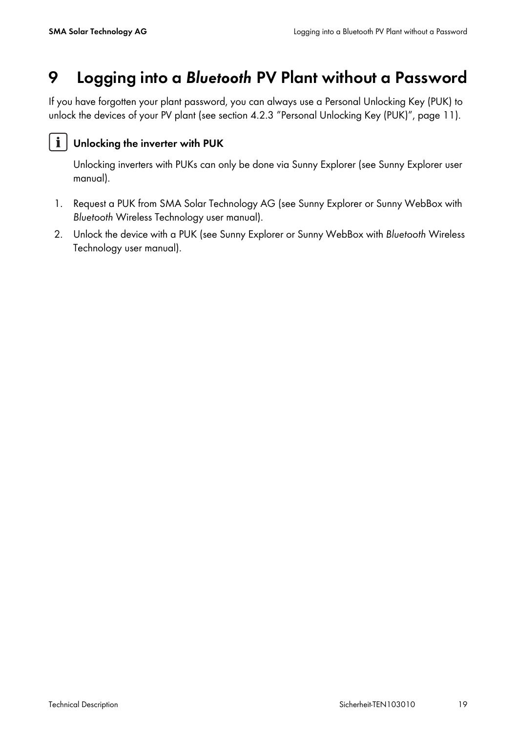# 9 Logging into a *Bluetooth* PV Plant without a Password

If you have forgotten your plant password, you can always use a Personal Unlocking Key (PUK) to unlock the devices of your PV plant (see section 4.2.3 "Personal Unlocking Key (PUK)", page 11).

**Unlocking the inverter with PUK**

Unlocking inverters with PUKs can only be done via Sunny Explorer (see Sunny Explorer user manual).

1. Request a PUK from SMA Solar Technology AG (see Sunny Explorer or Sunny WebBox with *Bluetooth* Wireless Technology user manual).
2. Unlock the device with a PUK (see Sunny Explorer or Sunny WebBox with *Bluetooth* Wireless Technology user manual).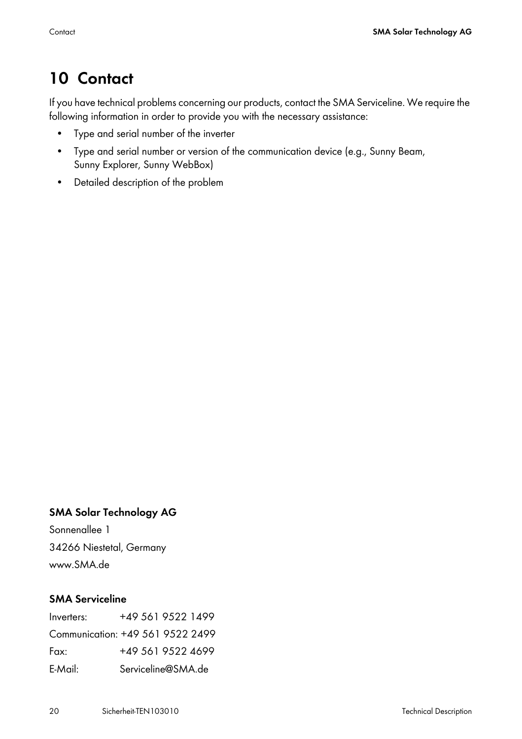# 10 Contact

If you have technical problems concerning our products, contact the SMA Serviceline. We require the following information in order to provide you with the necessary assistance:

- Type and serial number of the inverter
- Type and serial number or version of the communication device (e.g., Sunny Beam, Sunny Explorer, Sunny WebBox)
- Detailed description of the problem

**SMA Solar Technology AG**

Sonnenallee 1

34266 Niestetal, Germany

www.SMA.de

**SMA Serviceline**

Inverters: +49 561 9522 1499

Communication: +49 561 9522 2499

Fax: +49 561 9522 4699

E-Mail: Serviceline@SMA.de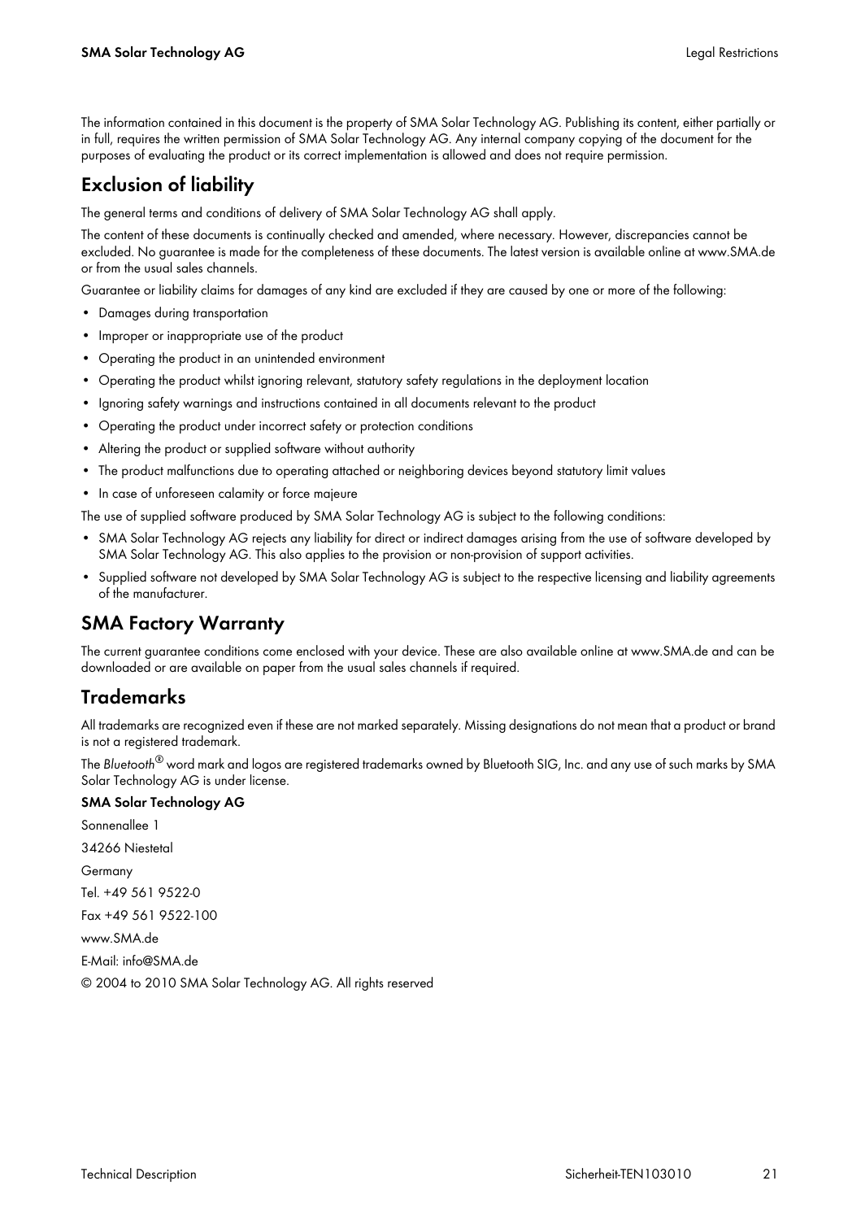The information contained in this document is the property of SMA Solar Technology AG. Publishing its content, either partially or in full, requires the written permission of SMA Solar Technology AG. Any internal company copying of the document for the purposes of evaluating the product or its correct implementation is allowed and does not require permission.

## Exclusion of liability

The general terms and conditions of delivery of SMA Solar Technology AG shall apply.

The content of these documents is continually checked and amended, where necessary. However, discrepancies cannot be excluded. No guarantee is made for the completeness of these documents. The latest version is available online at www.SMA.de or from the usual sales channels.

Guarantee or liability claims for damages of any kind are excluded if they are caused by one or more of the following:

- Damages during transportation
- Improper or inappropriate use of the product
- Operating the product in an unintended environment
- Operating the product whilst ignoring relevant, statutory safety regulations in the deployment location
- Ignoring safety warnings and instructions contained in all documents relevant to the product
- Operating the product under incorrect safety or protection conditions
- Altering the product or supplied software without authority
- The product malfunctions due to operating attached or neighboring devices beyond statutory limit values
- In case of unforeseen calamity or force majeure

The use of supplied software produced by SMA Solar Technology AG is subject to the following conditions:

- SMA Solar Technology AG rejects any liability for direct or indirect damages arising from the use of software developed by SMA Solar Technology AG. This also applies to the provision or non-provision of support activities.
- Supplied software not developed by SMA Solar Technology AG is subject to the respective licensing and liability agreements of the manufacturer.

## SMA Factory Warranty

The current guarantee conditions come enclosed with your device. These are also available online at www.SMA.de and can be downloaded or are available on paper from the usual sales channels if required.

## Trademarks

All trademarks are recognized even if these are not marked separately. Missing designations do not mean that a product or brand is not a registered trademark.

The *Bluetooth*® word mark and logos are registered trademarks owned by Bluetooth SIG, Inc. and any use of such marks by SMA Solar Technology AG is under license.

**SMA Solar Technology AG**

Sonnenallee 1

34266 Niestetal

Germany

Tel. +49 561 9522-0

Fax +49 561 9522-100

www.SMA.de

E-Mail: info@SMA.de

© 2004 to 2010 SMA Solar Technology AG. All rights reserved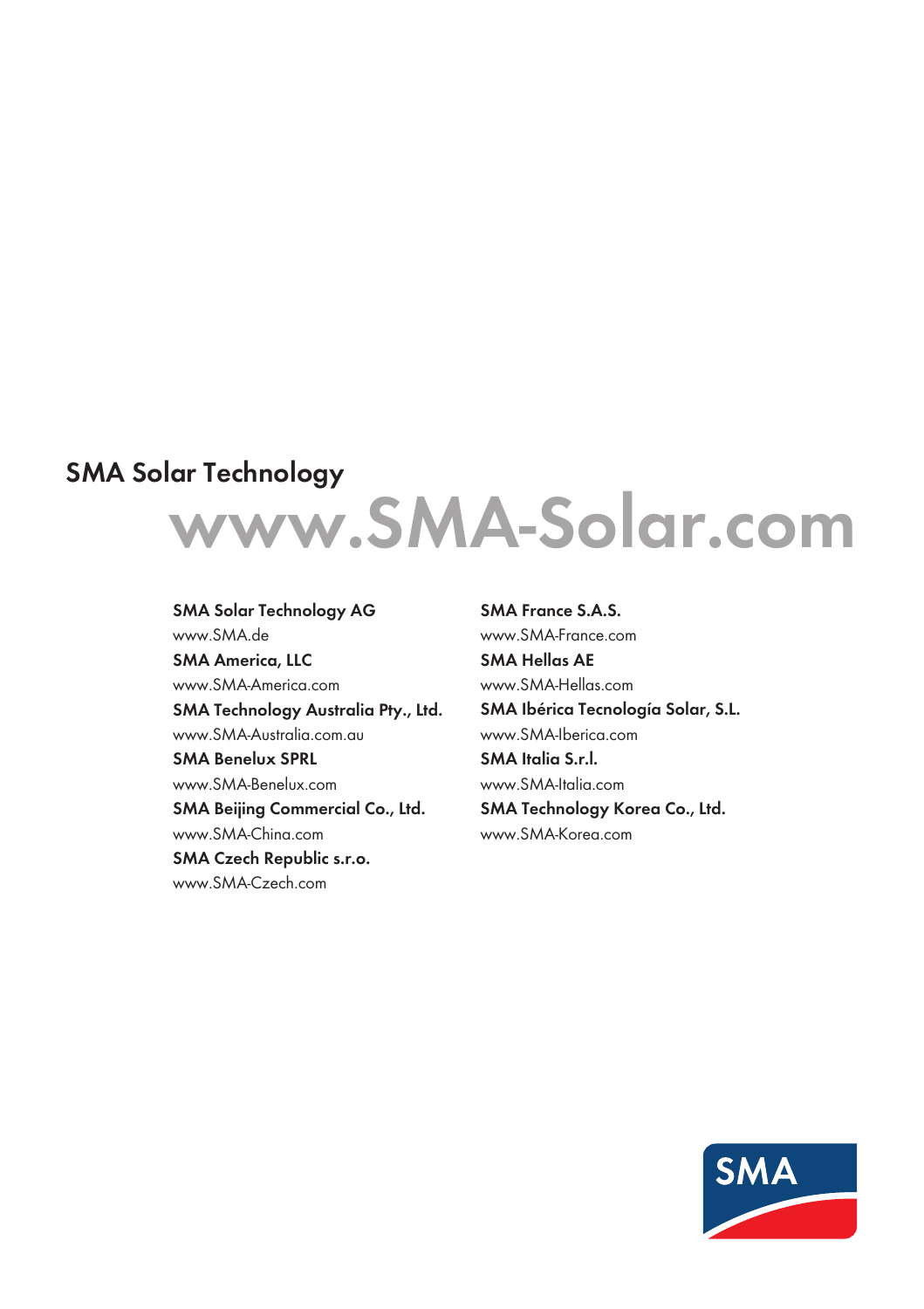## SMA Solar Technology

# www.SMA-Solar.com

**SMA Solar Technology AG**
www.SMA.de

**SMA America, LLC**
www.SMA-America.com

**SMA Technology Australia Pty., Ltd.**
www.SMA-Australia.com.au

**SMA Benelux SPRL**
www.SMA-Benelux.com

**SMA Beijing Commercial Co., Ltd.**
www.SMA-China.com

**SMA Czech Republic s.r.o.**
www.SMA-Czech.com

**SMA France S.A.S.**
www.SMA-France.com

**SMA Hellas AE**
www.SMA-Hellas.com

**SMA Ibérica Tecnología Solar, S.L.**
www.SMA-Iberica.com

**SMA Italia S.r.l.**
www.SMA-Italia.com

**SMA Technology Korea Co., Ltd.**
www.SMA-Korea.com

SMA